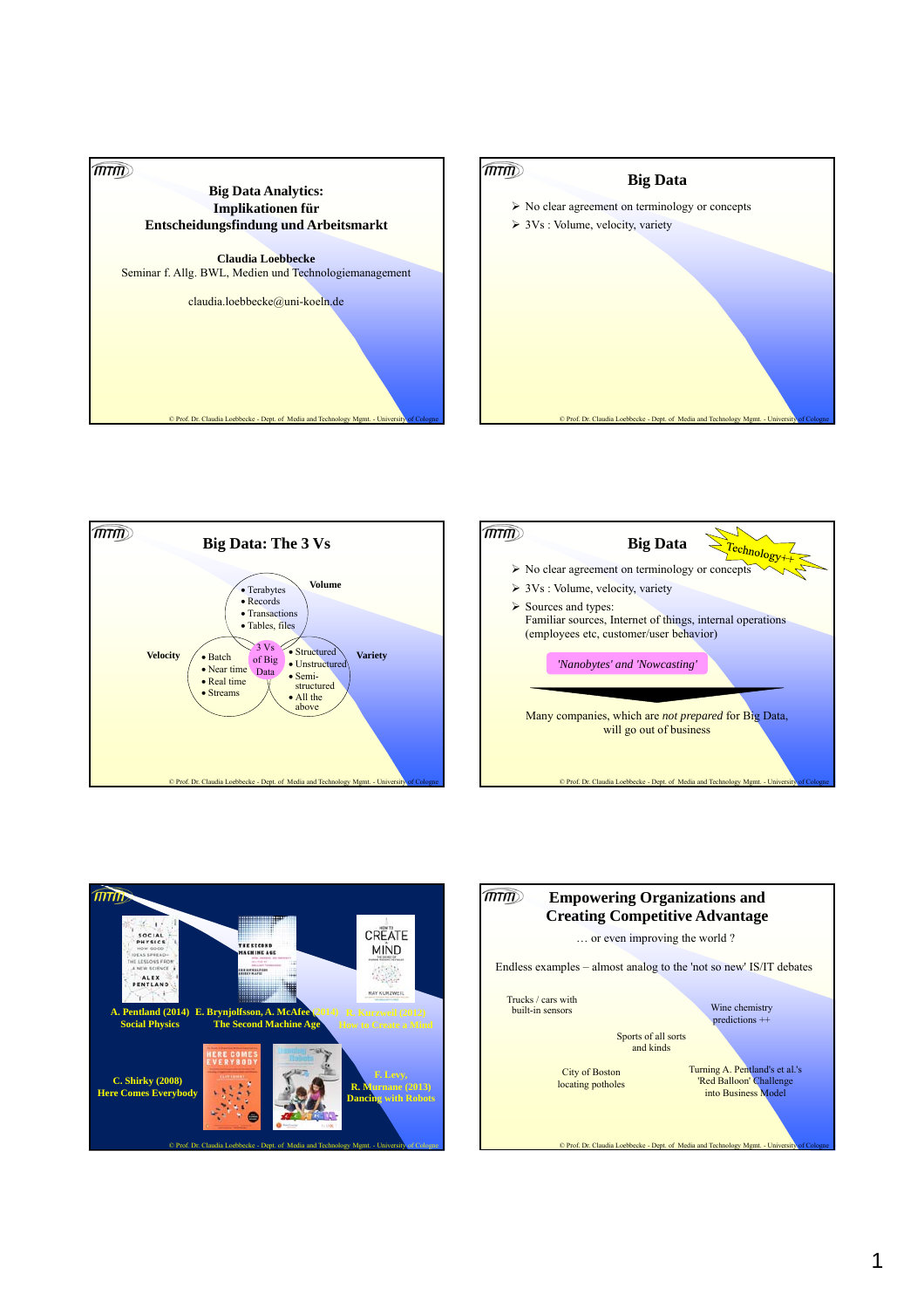## Big Data Analytics: Implikationen für Entscheidungsfindung und Arbeitsmarkt

**Claudia Loebbecke**

Seminar f. Allg. BWL, Medien und Technologiemanagement

claudia.loebbecke@uni-koeln.de

## Big Data

- No clear agreement on terminology or concepts
- 3Vs : Volume, velocity, variety

## Big Data: The 3 Vs

**Volume**
- Terabytes
- Records
- Transactions
- Tables, files

**Velocity**
- Batch
- Near time
- Real time
- Streams

**Variety**
- Structured
- Unstructured
- Semi-structured
- All the above

3 Vs of Big Data

## Big Data

Technology++

- No clear agreement on terminology or concepts
- 3Vs : Volume, velocity, variety
- Sources and types:
  Familiar sources, Internet of things, internal operations (employees etc, customer/user behavior)

*'Nanobytes' and 'Nowcasting'*

Many companies, which are *not prepared* for Big Data, will go out of business

**A. Pentland (2014) Social Physics**

**E. Brynjolfsson, A. McAfee (2014) The Second Machine Age**

**R. Kurzweil (2012) How to Create a Mind**

**C. Shirky (2008) Here Comes Everybody**

**F. Levy, R. Murnane (2013) Dancing with Robots**

## Empowering Organizations and Creating Competitive Advantage

… or even improving the world ?

Endless examples – almost analog to the 'not so new' IS/IT debates

Trucks / cars with built-in sensors

Wine chemistry predictions ++

Sports of all sorts and kinds

City of Boston locating potholes

Turning A. Pentland's et al.'s 'Red Balloon' Challenge into Business Model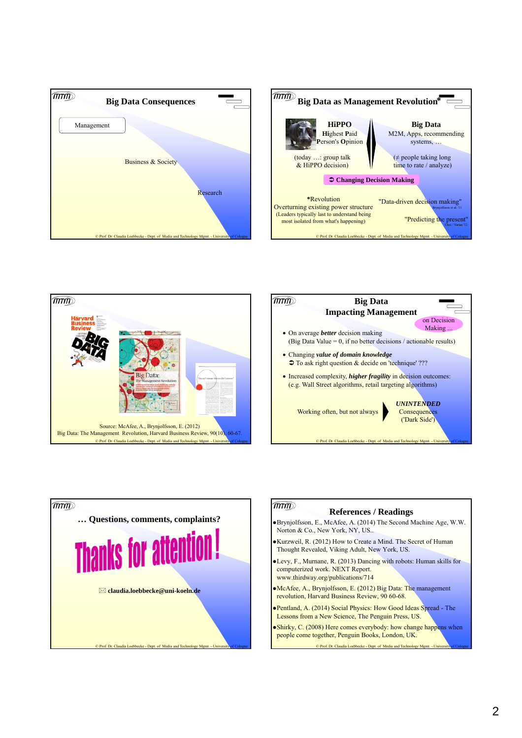## Big Data Consequences

Management

Business & Society

Research

## Big Data as Management Revolution*

**HiPPO**
**Hi**ghest **P**aid **P**erson's **O**pinion

(today …: group talk & HiPPO decision)

**Big Data**
M2M, Apps, recommending systems, …

(≠ people taking long time to rate / analyze)

**➲ Changing Decision Making**

*Revolution
Overturning existing power structure
(Leaders typically last to understand being most isolated from what's happening)

"Data-driven decision making"
Brynjolfsson et al. '11

"Predicting the present"
Choi / Varian '12

Source: McAfee, A., Brynjolfsson, E. (2012)
Big Data: The Management Revolution, Harvard Business Review, 90(10), 60-67.

## Big Data Impacting Management

on Decision Making ...

- On average ***better*** decision making
  (Big Data Value = 0, if no better decisions / actionable results)
- Changing ***value of domain knowledge***
  ➲ To ask right question & decide on 'technique' ???
- Increased complexity, ***higher fragility*** in decision outcomes:
  (e.g. Wall Street algorithms, retail targeting algorithms)

Working often, but not always

***UNINTENDED***
Consequences
('Dark Side')

## … Questions, comments, complaints?

**Thanks for attention!**

✉ **claudia.loebbecke@uni-koeln.de**

## References / Readings

- Brynjolfsson, E., McAfee, A. (2014) The Second Machine Age, W.W. Norton & Co., New York, NY, US..
- Kurzweil, R. (2012) How to Create a Mind. The Secret of Human Thought Revealed, Viking Adult, New York, US.
- Levy, F., Murnane, R. (2013) Dancing with robots: Human skills for computerized work. NEXT Report. www.thirdway.org/publications/714
- McAfee, A., Brynjolfsson, E. (2012) Big Data: The management revolution, Harvard Business Review, 90 60-68.
- Pentland, A. (2014) Social Physics: How Good Ideas Spread - The Lessons from a New Science, The Penguin Press, US.
- Shirky, C. (2008) Here comes everybody: how change happens when people come together, Penguin Books, London, UK.